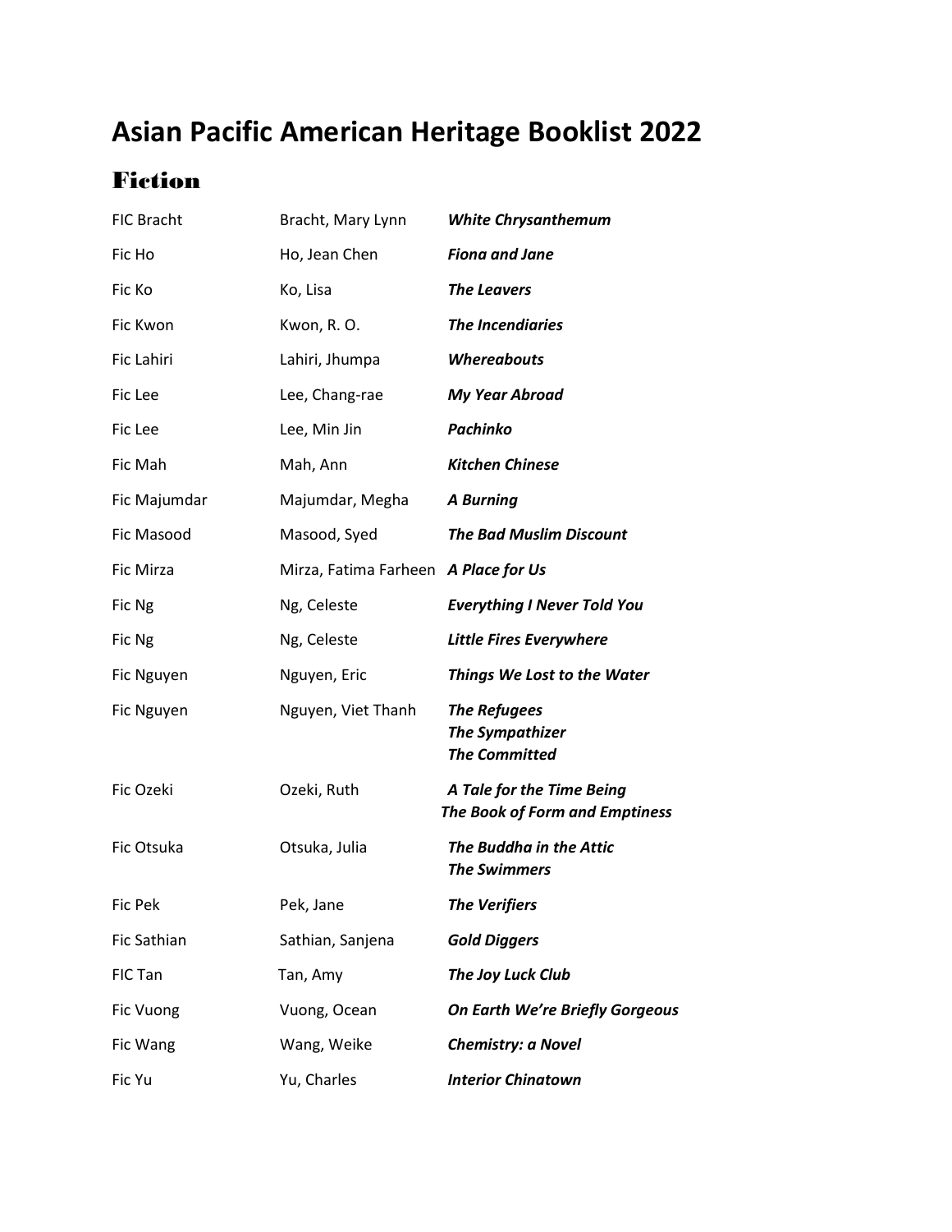# Asian Pacific American Heritage Booklist 2022

## Fiction

| | | |
|---|---|---|
| FIC Bracht | Bracht, Mary Lynn | ***White Chrysanthemum*** |
| Fic Ho | Ho, Jean Chen | ***Fiona and Jane*** |
| Fic Ko | Ko, Lisa | ***The Leavers*** |
| Fic Kwon | Kwon, R. O. | ***The Incendiaries*** |
| Fic Lahiri | Lahiri, Jhumpa | ***Whereabouts*** |
| Fic Lee | Lee, Chang-rae | ***My Year Abroad*** |
| Fic Lee | Lee, Min Jin | ***Pachinko*** |
| Fic Mah | Mah, Ann | ***Kitchen Chinese*** |
| Fic Majumdar | Majumdar, Megha | ***A Burning*** |
| Fic Masood | Masood, Syed | ***The Bad Muslim Discount*** |
| Fic Mirza | Mirza, Fatima Farheen | ***A Place for Us*** |
| Fic Ng | Ng, Celeste | ***Everything I Never Told You*** |
| Fic Ng | Ng, Celeste | ***Little Fires Everywhere*** |
| Fic Nguyen | Nguyen, Eric | ***Things We Lost to the Water*** |
| Fic Nguyen | Nguyen, Viet Thanh | ***The Refugees***<br>***The Sympathizer***<br>***The Committed*** |
| Fic Ozeki | Ozeki, Ruth | ***A Tale for the Time Being***<br>***The Book of Form and Emptiness*** |
| Fic Otsuka | Otsuka, Julia | ***The Buddha in the Attic***<br>***The Swimmers*** |
| Fic Pek | Pek, Jane | ***The Verifiers*** |
| Fic Sathian | Sathian, Sanjena | ***Gold Diggers*** |
| FIC Tan | Tan, Amy | ***The Joy Luck Club*** |
| Fic Vuong | Vuong, Ocean | ***On Earth We're Briefly Gorgeous*** |
| Fic Wang | Wang, Weike | ***Chemistry: a Novel*** |
| Fic Yu | Yu, Charles | ***Interior Chinatown*** |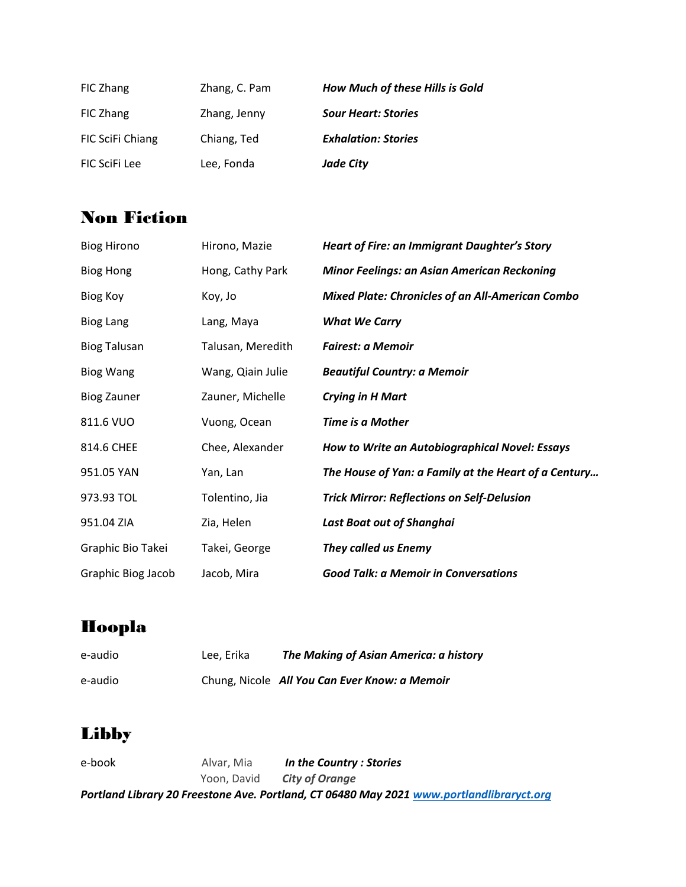| | | |
|---|---|---|
| FIC Zhang | Zhang, C. Pam | ***How Much of these Hills is Gold*** |
| FIC Zhang | Zhang, Jenny | ***Sour Heart: Stories*** |
| FIC SciFi Chiang | Chiang, Ted | ***Exhalation: Stories*** |
| FIC SciFi Lee | Lee, Fonda | ***Jade City*** |

## Non Fiction

| | | |
|---|---|---|
| Biog Hirono | Hirono, Mazie | ***Heart of Fire: an Immigrant Daughter's Story*** |
| Biog Hong | Hong, Cathy Park | ***Minor Feelings: an Asian American Reckoning*** |
| Biog Koy | Koy, Jo | ***Mixed Plate: Chronicles of an All-American Combo*** |
| Biog Lang | Lang, Maya | ***What We Carry*** |
| Biog Talusan | Talusan, Meredith | ***Fairest: a Memoir*** |
| Biog Wang | Wang, Qiain Julie | ***Beautiful Country: a Memoir*** |
| Biog Zauner | Zauner, Michelle | ***Crying in H Mart*** |
| 811.6 VUO | Vuong, Ocean | ***Time is a Mother*** |
| 814.6 CHEE | Chee, Alexander | ***How to Write an Autobiographical Novel: Essays*** |
| 951.05 YAN | Yan, Lan | ***The House of Yan: a Family at the Heart of a Century…*** |
| 973.93 TOL | Tolentino, Jia | ***Trick Mirror: Reflections on Self-Delusion*** |
| 951.04 ZIA | Zia, Helen | ***Last Boat out of Shanghai*** |
| Graphic Bio Takei | Takei, George | ***They called us Enemy*** |
| Graphic Biog Jacob | Jacob, Mira | ***Good Talk: a Memoir in Conversations*** |

## Hoopla

| | | |
|---|---|---|
| e-audio | Lee, Erika | ***The Making of Asian America: a history*** |
| e-audio | Chung, Nicole | ***All You Can Ever Know: a Memoir*** |

## Libby

| | | |
|---|---|---|
| e-book | Alvar, Mia | ***In the Country : Stories*** |
| | Yoon, David | ***City of Orange*** |

***Portland Library 20 Freestone Ave. Portland, CT 06480 May 2021 [www.portlandlibraryct.org](http://www.portlandlibraryct.org)***